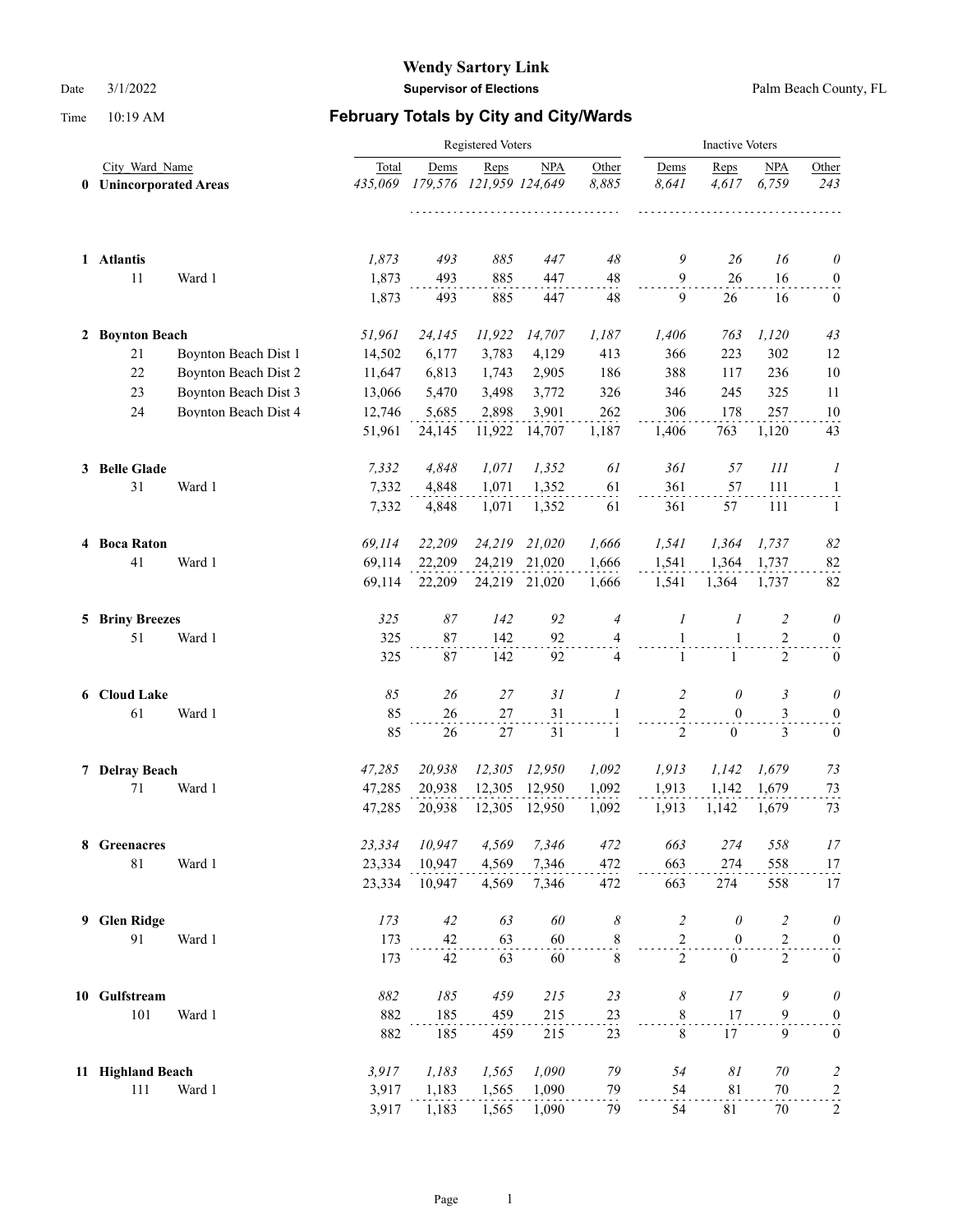# Wendy Sartory Link

**Supervisor of Elections**

Date 3/1/2022 Palm Beach County, FL

Time 10:19 AM

## February Totals by City and City/Wards

| | City_Ward_Name | | Registered Voters | | | | | Inactive Voters | | | |
|---|---|---|---|---|---|---|---|---|---|---|---|
| | | | Total | Dems | Reps | NPA | Other | Dems | Reps | NPA | Other |
| **0** | **Unincorporated Areas** | | *435,069* | *179,576* | *121,959* | *124,649* | *8,885* | *8,641* | *4,617* | *6,759* | *243* |
| **1** | **Atlantis** | | *1,873* | *493* | *885* | *447* | *48* | *9* | *26* | *16* | *0* |
| | 11 | Ward 1 | 1,873 | 493 | 885 | 447 | 48 | 9 | 26 | 16 | 0 |
| | | | 1,873 | 493 | 885 | 447 | 48 | 9 | 26 | 16 | 0 |
| **2** | **Boynton Beach** | | *51,961* | *24,145* | *11,922* | *14,707* | *1,187* | *1,406* | *763* | *1,120* | *43* |
| | 21 | Boynton Beach Dist 1 | 14,502 | 6,177 | 3,783 | 4,129 | 413 | 366 | 223 | 302 | 12 |
| | 22 | Boynton Beach Dist 2 | 11,647 | 6,813 | 1,743 | 2,905 | 186 | 388 | 117 | 236 | 10 |
| | 23 | Boynton Beach Dist 3 | 13,066 | 5,470 | 3,498 | 3,772 | 326 | 346 | 245 | 325 | 11 |
| | 24 | Boynton Beach Dist 4 | 12,746 | 5,685 | 2,898 | 3,901 | 262 | 306 | 178 | 257 | 10 |
| | | | 51,961 | 24,145 | 11,922 | 14,707 | 1,187 | 1,406 | 763 | 1,120 | 43 |
| **3** | **Belle Glade** | | *7,332* | *4,848* | *1,071* | *1,352* | *61* | *361* | *57* | *111* | *1* |
| | 31 | Ward 1 | 7,332 | 4,848 | 1,071 | 1,352 | 61 | 361 | 57 | 111 | 1 |
| | | | 7,332 | 4,848 | 1,071 | 1,352 | 61 | 361 | 57 | 111 | 1 |
| **4** | **Boca Raton** | | *69,114* | *22,209* | *24,219* | *21,020* | *1,666* | *1,541* | *1,364* | *1,737* | *82* |
| | 41 | Ward 1 | 69,114 | 22,209 | 24,219 | 21,020 | 1,666 | 1,541 | 1,364 | 1,737 | 82 |
| | | | 69,114 | 22,209 | 24,219 | 21,020 | 1,666 | 1,541 | 1,364 | 1,737 | 82 |
| **5** | **Briny Breezes** | | *325* | *87* | *142* | *92* | *4* | *1* | *1* | *2* | *0* |
| | 51 | Ward 1 | 325 | 87 | 142 | 92 | 4 | 1 | 1 | 2 | 0 |
| | | | 325 | 87 | 142 | 92 | 4 | 1 | 1 | 2 | 0 |
| **6** | **Cloud Lake** | | *85* | *26* | *27* | *31* | *1* | *2* | *0* | *3* | *0* |
| | 61 | Ward 1 | 85 | 26 | 27 | 31 | 1 | 2 | 0 | 3 | 0 |
| | | | 85 | 26 | 27 | 31 | 1 | 2 | 0 | 3 | 0 |
| **7** | **Delray Beach** | | *47,285* | *20,938* | *12,305* | *12,950* | *1,092* | *1,913* | *1,142* | *1,679* | *73* |
| | 71 | Ward 1 | 47,285 | 20,938 | 12,305 | 12,950 | 1,092 | 1,913 | 1,142 | 1,679 | 73 |
| | | | 47,285 | 20,938 | 12,305 | 12,950 | 1,092 | 1,913 | 1,142 | 1,679 | 73 |
| **8** | **Greenacres** | | *23,334* | *10,947* | *4,569* | *7,346* | *472* | *663* | *274* | *558* | *17* |
| | 81 | Ward 1 | 23,334 | 10,947 | 4,569 | 7,346 | 472 | 663 | 274 | 558 | 17 |
| | | | 23,334 | 10,947 | 4,569 | 7,346 | 472 | 663 | 274 | 558 | 17 |
| **9** | **Glen Ridge** | | *173* | *42* | *63* | *60* | *8* | *2* | *0* | *2* | *0* |
| | 91 | Ward 1 | 173 | 42 | 63 | 60 | 8 | 2 | 0 | 2 | 0 |
| | | | 173 | 42 | 63 | 60 | 8 | 2 | 0 | 2 | 0 |
| **10** | **Gulfstream** | | *882* | *185* | *459* | *215* | *23* | *8* | *17* | *9* | *0* |
| | 101 | Ward 1 | 882 | 185 | 459 | 215 | 23 | 8 | 17 | 9 | 0 |
| | | | 882 | 185 | 459 | 215 | 23 | 8 | 17 | 9 | 0 |
| **11** | **Highland Beach** | | *3,917* | *1,183* | *1,565* | *1,090* | *79* | *54* | *81* | *70* | *2* |
| | 111 | Ward 1 | 3,917 | 1,183 | 1,565 | 1,090 | 79 | 54 | 81 | 70 | 2 |
| | | | 3,917 | 1,183 | 1,565 | 1,090 | 79 | 54 | 81 | 70 | 2 |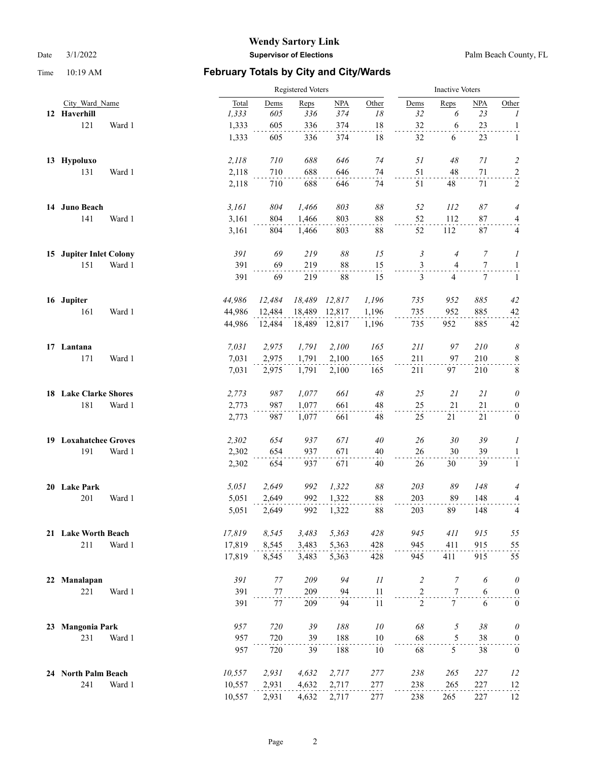Wendy Sartory Link

**Supervisor of Elections**

Palm Beach County, FL

Date 3/1/2022

Time 10:19 AM

## February Totals by City and City/Wards

| City_Ward_Name | | Registered Voters Total | Dems | Reps | NPA | Other | Inactive Voters Dems | Reps | NPA | Other |
|---|---|---|---|---|---|---|---|---|---|---|
| **12 Haverhill** | | *1,333* | *605* | *336* | *374* | *18* | *32* | *6* | *23* | *1* |
| 121 | Ward 1 | 1,333 | 605 | 336 | 374 | 18 | 32 | 6 | 23 | 1 |
| | | 1,333 | 605 | 336 | 374 | 18 | 32 | 6 | 23 | 1 |
| **13 Hypoluxo** | | *2,118* | *710* | *688* | *646* | *74* | *51* | *48* | *71* | *2* |
| 131 | Ward 1 | 2,118 | 710 | 688 | 646 | 74 | 51 | 48 | 71 | 2 |
| | | 2,118 | 710 | 688 | 646 | 74 | 51 | 48 | 71 | 2 |
| **14 Juno Beach** | | *3,161* | *804* | *1,466* | *803* | *88* | *52* | *112* | *87* | *4* |
| 141 | Ward 1 | 3,161 | 804 | 1,466 | 803 | 88 | 52 | 112 | 87 | 4 |
| | | 3,161 | 804 | 1,466 | 803 | 88 | 52 | 112 | 87 | 4 |
| **15 Jupiter Inlet Colony** | | *391* | *69* | *219* | *88* | *15* | *3* | *4* | *7* | *1* |
| 151 | Ward 1 | 391 | 69 | 219 | 88 | 15 | 3 | 4 | 7 | 1 |
| | | 391 | 69 | 219 | 88 | 15 | 3 | 4 | 7 | 1 |
| **16 Jupiter** | | *44,986* | *12,484* | *18,489* | *12,817* | *1,196* | *735* | *952* | *885* | *42* |
| 161 | Ward 1 | 44,986 | 12,484 | 18,489 | 12,817 | 1,196 | 735 | 952 | 885 | 42 |
| | | 44,986 | 12,484 | 18,489 | 12,817 | 1,196 | 735 | 952 | 885 | 42 |
| **17 Lantana** | | *7,031* | *2,975* | *1,791* | *2,100* | *165* | *211* | *97* | *210* | *8* |
| 171 | Ward 1 | 7,031 | 2,975 | 1,791 | 2,100 | 165 | 211 | 97 | 210 | 8 |
| | | 7,031 | 2,975 | 1,791 | 2,100 | 165 | 211 | 97 | 210 | 8 |
| **18 Lake Clarke Shores** | | *2,773* | *987* | *1,077* | *661* | *48* | *25* | *21* | *21* | *0* |
| 181 | Ward 1 | 2,773 | 987 | 1,077 | 661 | 48 | 25 | 21 | 21 | 0 |
| | | 2,773 | 987 | 1,077 | 661 | 48 | 25 | 21 | 21 | 0 |
| **19 Loxahatchee Groves** | | *2,302* | *654* | *937* | *671* | *40* | *26* | *30* | *39* | *1* |
| 191 | Ward 1 | 2,302 | 654 | 937 | 671 | 40 | 26 | 30 | 39 | 1 |
| | | 2,302 | 654 | 937 | 671 | 40 | 26 | 30 | 39 | 1 |
| **20 Lake Park** | | *5,051* | *2,649* | *992* | *1,322* | *88* | *203* | *89* | *148* | *4* |
| 201 | Ward 1 | 5,051 | 2,649 | 992 | 1,322 | 88 | 203 | 89 | 148 | 4 |
| | | 5,051 | 2,649 | 992 | 1,322 | 88 | 203 | 89 | 148 | 4 |
| **21 Lake Worth Beach** | | *17,819* | *8,545* | *3,483* | *5,363* | *428* | *945* | *411* | *915* | *55* |
| 211 | Ward 1 | 17,819 | 8,545 | 3,483 | 5,363 | 428 | 945 | 411 | 915 | 55 |
| | | 17,819 | 8,545 | 3,483 | 5,363 | 428 | 945 | 411 | 915 | 55 |
| **22 Manalapan** | | *391* | *77* | *209* | *94* | *11* | *2* | *7* | *6* | *0* |
| 221 | Ward 1 | 391 | 77 | 209 | 94 | 11 | 2 | 7 | 6 | 0 |
| | | 391 | 77 | 209 | 94 | 11 | 2 | 7 | 6 | 0 |
| **23 Mangonia Park** | | *957* | *720* | *39* | *188* | *10* | *68* | *5* | *38* | *0* |
| 231 | Ward 1 | 957 | 720 | 39 | 188 | 10 | 68 | 5 | 38 | 0 |
| | | 957 | 720 | 39 | 188 | 10 | 68 | 5 | 38 | 0 |
| **24 North Palm Beach** | | *10,557* | *2,931* | *4,632* | *2,717* | *277* | *238* | *265* | *227* | *12* |
| 241 | Ward 1 | 10,557 | 2,931 | 4,632 | 2,717 | 277 | 238 | 265 | 227 | 12 |
| | | 10,557 | 2,931 | 4,632 | 2,717 | 277 | 238 | 265 | 227 | 12 |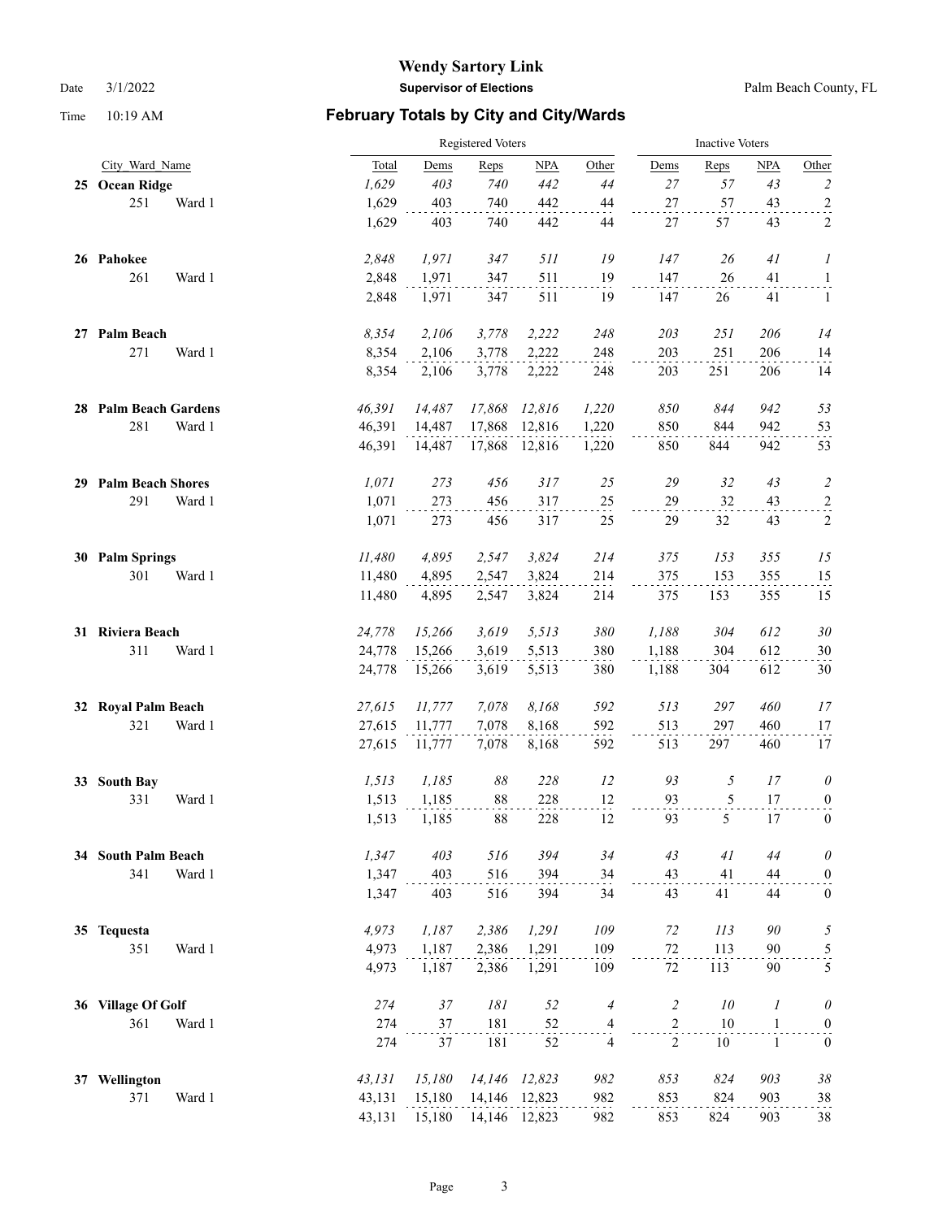# Wendy Sartory Link

**Supervisor of Elections**

Palm Beach County, FL

Date 3/1/2022

Time 10:19 AM

## February Totals by City and City/Wards

| City_Ward_Name | | Registered Voters Total | Dems | Reps | NPA | Other | Inactive Voters Dems | Reps | NPA | Other |
|---|---|---|---|---|---|---|---|---|---|---|
| **25 Ocean Ridge** | | *1,629* | *403* | *740* | *442* | *44* | *27* | *57* | *43* | *2* |
| 251 | Ward 1 | 1,629 | 403 | 740 | 442 | 44 | 27 | 57 | 43 | 2 |
| | | 1,629 | 403 | 740 | 442 | 44 | 27 | 57 | 43 | 2 |
| **26 Pahokee** | | *2,848* | *1,971* | *347* | *511* | *19* | *147* | *26* | *41* | *1* |
| 261 | Ward 1 | 2,848 | 1,971 | 347 | 511 | 19 | 147 | 26 | 41 | 1 |
| | | 2,848 | 1,971 | 347 | 511 | 19 | 147 | 26 | 41 | 1 |
| **27 Palm Beach** | | *8,354* | *2,106* | *3,778* | *2,222* | *248* | *203* | *251* | *206* | *14* |
| 271 | Ward 1 | 8,354 | 2,106 | 3,778 | 2,222 | 248 | 203 | 251 | 206 | 14 |
| | | 8,354 | 2,106 | 3,778 | 2,222 | 248 | 203 | 251 | 206 | 14 |
| **28 Palm Beach Gardens** | | *46,391* | *14,487* | *17,868* | *12,816* | *1,220* | *850* | *844* | *942* | *53* |
| 281 | Ward 1 | 46,391 | 14,487 | 17,868 | 12,816 | 1,220 | 850 | 844 | 942 | 53 |
| | | 46,391 | 14,487 | 17,868 | 12,816 | 1,220 | 850 | 844 | 942 | 53 |
| **29 Palm Beach Shores** | | *1,071* | *273* | *456* | *317* | *25* | *29* | *32* | *43* | *2* |
| 291 | Ward 1 | 1,071 | 273 | 456 | 317 | 25 | 29 | 32 | 43 | 2 |
| | | 1,071 | 273 | 456 | 317 | 25 | 29 | 32 | 43 | 2 |
| **30 Palm Springs** | | *11,480* | *4,895* | *2,547* | *3,824* | *214* | *375* | *153* | *355* | *15* |
| 301 | Ward 1 | 11,480 | 4,895 | 2,547 | 3,824 | 214 | 375 | 153 | 355 | 15 |
| | | 11,480 | 4,895 | 2,547 | 3,824 | 214 | 375 | 153 | 355 | 15 |
| **31 Riviera Beach** | | *24,778* | *15,266* | *3,619* | *5,513* | *380* | *1,188* | *304* | *612* | *30* |
| 311 | Ward 1 | 24,778 | 15,266 | 3,619 | 5,513 | 380 | 1,188 | 304 | 612 | 30 |
| | | 24,778 | 15,266 | 3,619 | 5,513 | 380 | 1,188 | 304 | 612 | 30 |
| **32 Royal Palm Beach** | | *27,615* | *11,777* | *7,078* | *8,168* | *592* | *513* | *297* | *460* | *17* |
| 321 | Ward 1 | 27,615 | 11,777 | 7,078 | 8,168 | 592 | 513 | 297 | 460 | 17 |
| | | 27,615 | 11,777 | 7,078 | 8,168 | 592 | 513 | 297 | 460 | 17 |
| **33 South Bay** | | *1,513* | *1,185* | *88* | *228* | *12* | *93* | *5* | *17* | *0* |
| 331 | Ward 1 | 1,513 | 1,185 | 88 | 228 | 12 | 93 | 5 | 17 | 0 |
| | | 1,513 | 1,185 | 88 | 228 | 12 | 93 | 5 | 17 | 0 |
| **34 South Palm Beach** | | *1,347* | *403* | *516* | *394* | *34* | *43* | *41* | *44* | *0* |
| 341 | Ward 1 | 1,347 | 403 | 516 | 394 | 34 | 43 | 41 | 44 | 0 |
| | | 1,347 | 403 | 516 | 394 | 34 | 43 | 41 | 44 | 0 |
| **35 Tequesta** | | *4,973* | *1,187* | *2,386* | *1,291* | *109* | *72* | *113* | *90* | *5* |
| 351 | Ward 1 | 4,973 | 1,187 | 2,386 | 1,291 | 109 | 72 | 113 | 90 | 5 |
| | | 4,973 | 1,187 | 2,386 | 1,291 | 109 | 72 | 113 | 90 | 5 |
| **36 Village Of Golf** | | *274* | *37* | *181* | *52* | *4* | *2* | *10* | *1* | *0* |
| 361 | Ward 1 | 274 | 37 | 181 | 52 | 4 | 2 | 10 | 1 | 0 |
| | | 274 | 37 | 181 | 52 | 4 | 2 | 10 | 1 | 0 |
| **37 Wellington** | | *43,131* | *15,180* | *14,146* | *12,823* | *982* | *853* | *824* | *903* | *38* |
| 371 | Ward 1 | 43,131 | 15,180 | 14,146 | 12,823 | 982 | 853 | 824 | 903 | 38 |
| | | 43,131 | 15,180 | 14,146 | 12,823 | 982 | 853 | 824 | 903 | 38 |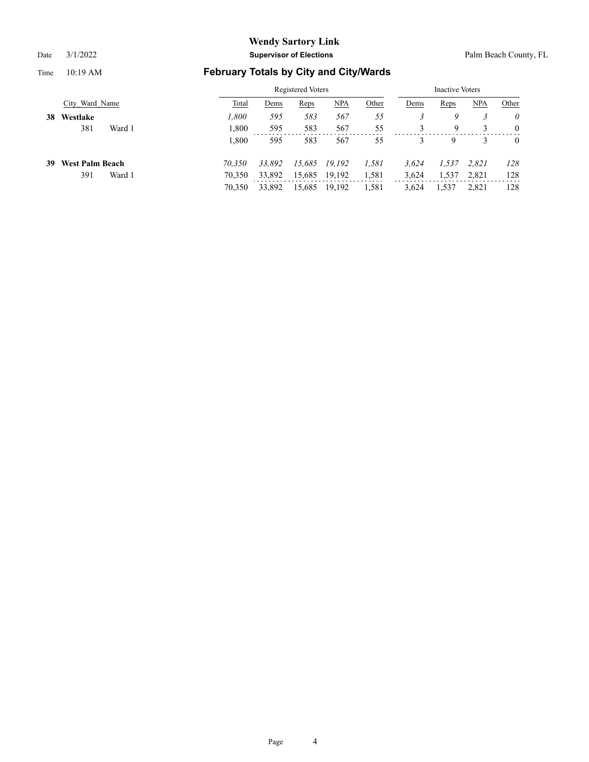**Wendy Sartory Link**

**Supervisor of Elections**

Palm Beach County, FL

Date 3/1/2022

Time 10:19 AM

## February Totals by City and City/Wards

| City_Ward_Name | | | Registered Voters | | | | | Inactive Voters | | | |
|---|---|---|---|---|---|---|---|---|---|---|---|
| | | | Total | Dems | Reps | NPA | Other | Dems | Reps | NPA | Other |
| **38** | **Westlake** | | *1,800* | *595* | *583* | *567* | *55* | *3* | *9* | *3* | *0* |
| | 381 | Ward 1 | 1,800 | 595 | 583 | 567 | 55 | 3 | 9 | 3 | 0 |
| | | | 1,800 | 595 | 583 | 567 | 55 | 3 | 9 | 3 | 0 |
| **39** | **West Palm Beach** | | *70,350* | *33,892* | *15,685* | *19,192* | *1,581* | *3,624* | *1,537* | *2,821* | *128* |
| | 391 | Ward 1 | 70,350 | 33,892 | 15,685 | 19,192 | 1,581 | 3,624 | 1,537 | 2,821 | 128 |
| | | | 70,350 | 33,892 | 15,685 | 19,192 | 1,581 | 3,624 | 1,537 | 2,821 | 128 |